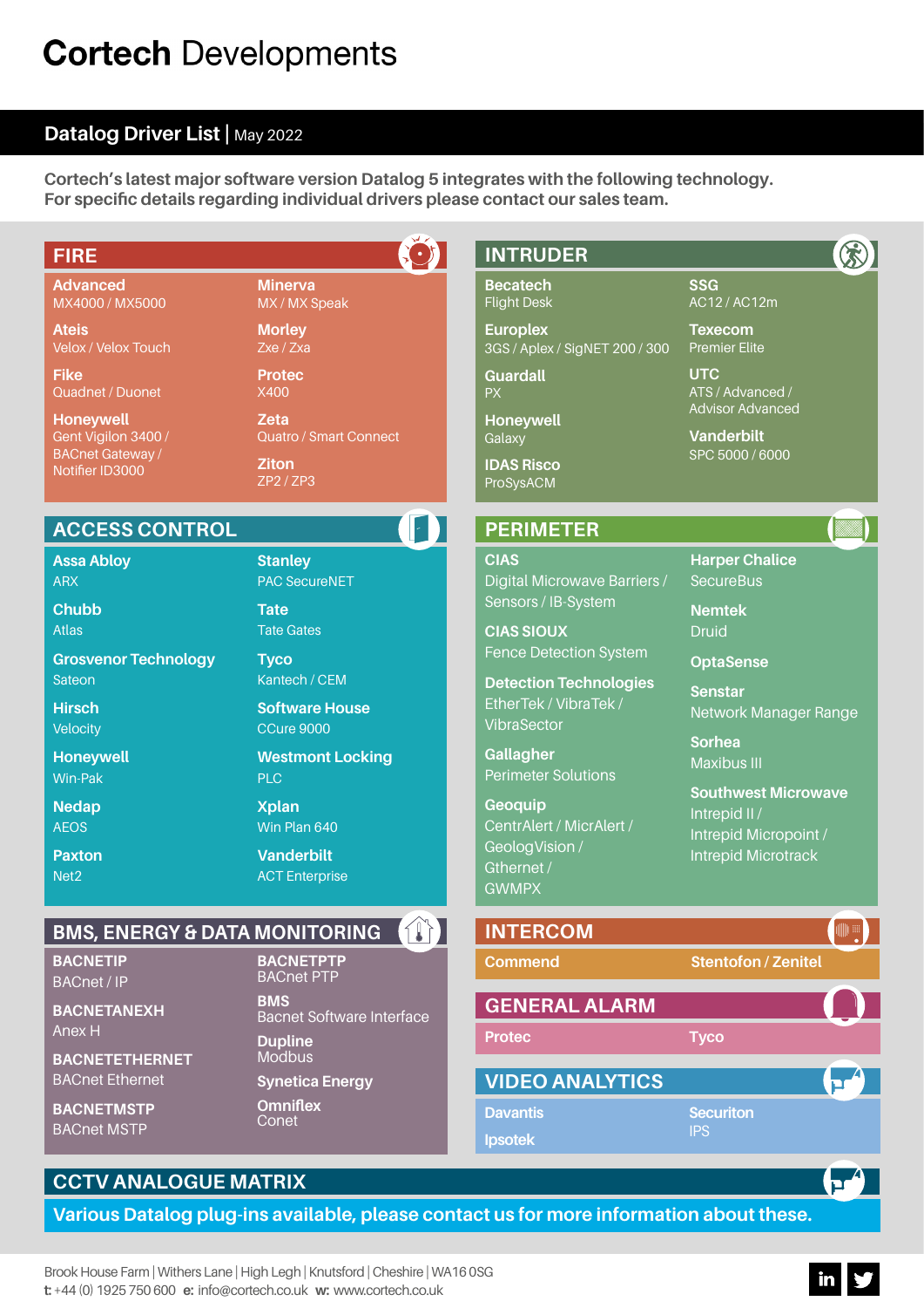# Cortech Developments

## Datalog Driver List | May 2022

**Cortech's latest major software version Datalog 5 integrates with the following technology. For specific details regarding individual drivers please contact our sales team.**

## FIRE

**Advanced**
MX4000 / MX5000

**Ateis**
Velox / Velox Touch

**Fike**
Quadnet / Duonet

**Honeywell**
Gent Vigilon 3400 / BACnet Gateway / Notifier ID3000

**Minerva**
MX / MX Speak

**Morley**
Zxe / Zxa

**Protec**
X400

**Zeta**
Quatro / Smart Connect

**Ziton**
ZP2 / ZP3

## INTRUDER

**Becatech**
Flight Desk

**Europlex**
3GS / Aplex / SigNET 200 / 300

**Guardall**
PX

**Honeywell**
Galaxy

**IDAS Risco**
ProSysACM

**SSG**
AC12 / AC12m

**Texecom**
Premier Elite

**UTC**
ATS / Advanced / Advisor Advanced

**Vanderbilt**
SPC 5000 / 6000

## ACCESS CONTROL

**Assa Abloy**
ARX

**Chubb**
Atlas

**Grosvenor Technology**
Sateon

**Hirsch**
Velocity

**Honeywell**
Win-Pak

**Nedap**
AEOS

**Paxton**
Net2

**Stanley**
PAC SecureNET

**Tate**
Tate Gates

**Tyco**
Kantech / CEM

**Software House**
CCure 9000

**Westmont Locking**
PLC

**Xplan**
Win Plan 640

**Vanderbilt**
ACT Enterprise

## PERIMETER

**CIAS**
Digital Microwave Barriers / Sensors / IB-System

**CIAS SIOUX**
Fence Detection System

**Detection Technologies**
EtherTek / VibraTek / VibraSector

**Gallagher**
Perimeter Solutions

**Geoquip**
CentrAlert / MicrAlert / GeologVision / Gthernet / GWMPX

**Harper Chalice**
SecureBus

**Nemtek**
Druid

**OptaSense**

**Senstar**
Network Manager Range

**Sorhea**
Maxibus III

**Southwest Microwave**
Intrepid II / Intrepid Micropoint / Intrepid Microtrack

## BMS, ENERGY & DATA MONITORING

**BACNETIP**
BACnet / IP

**BACNETANEXH**
Anex H

**BACNETETHERNET**
BACnet Ethernet

**BACNETMSTP**
BACnet MSTP

**BACNETPTP**
BACnet PTP

**BMS**
Bacnet Software Interface

**Dupline**
Modbus

**Synetica Energy**

**Omniflex**
Conet

## INTERCOM

**Commend**

**Stentofon / Zenitel**

## GENERAL ALARM

**Protec**

**Tyco**

## VIDEO ANALYTICS

**Davantis**

**Ipsotek**

**Securiton**
IPS

## CCTV ANALOGUE MATRIX

**Various Datalog plug-ins available, please contact us for more information about these.**

Brook House Farm | Withers Lane | High Legh | Knutsford | Cheshire | WA16 0SG
**t:** +44 (0) 1925 750 600 **e:** info@cortech.co.uk **w:** www.cortech.co.uk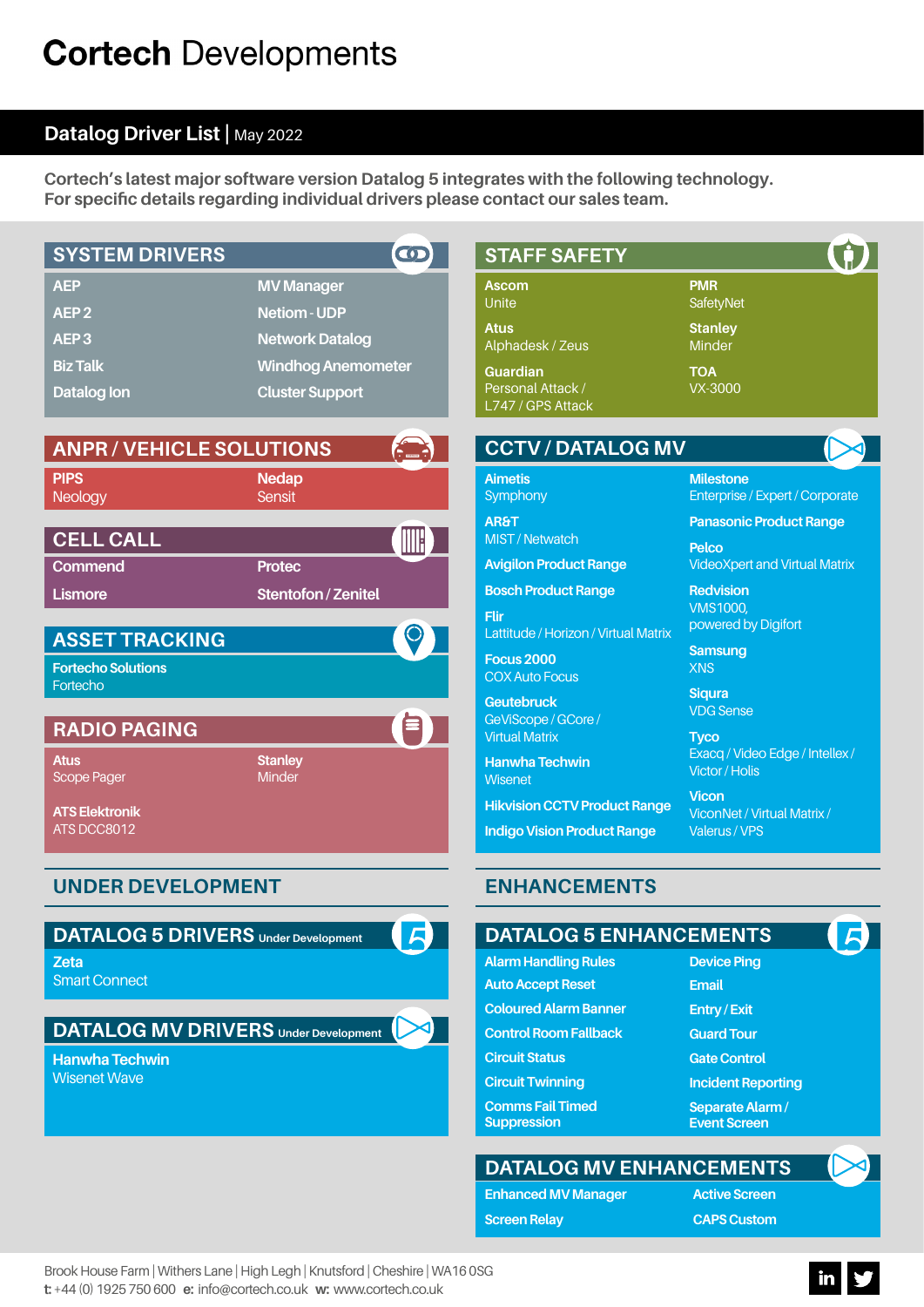# Cortech Developments

## Datalog Driver List | May 2022

**Cortech's latest major software version Datalog 5 integrates with the following technology. For specific details regarding individual drivers please contact our sales team.**

### SYSTEM DRIVERS

- AEP
- AEP 2
- AEP 3
- Biz Talk
- Datalog Ion
- MV Manager
- Netiom - UDP
- Network Datalog
- Windhog Anemometer
- Cluster Support

### ANPR / VEHICLE SOLUTIONS

**PIPS**
Neology

**Nedap**
Sensit

### CELL CALL

- Commend
- Lismore
- Protec
- Stentofon / Zenitel

### ASSET TRACKING

**Fortecho Solutions**
Fortecho

### RADIO PAGING

**Atus**
Scope Pager

**ATS Elektronik**
ATS DCC8012

**Stanley**
Minder

### STAFF SAFETY

**Ascom**
Unite

**Atus**
Alphadesk / Zeus

**Guardian**
Personal Attack / L747 / GPS Attack

**PMR**
SafetyNet

**Stanley**
Minder

**TOA**
VX-3000

### CCTV / DATALOG MV

**Aimetis**
Symphony

**AR&T**
MIST / Netwatch

**Avigilon Product Range**

**Bosch Product Range**

**Flir**
Lattitude / Horizon / Virtual Matrix

**Focus 2000**
COX Auto Focus

**Geutebruck**
GeViScope / GCore / Virtual Matrix

**Hanwha Techwin**
Wisenet

**Hikvision CCTV Product Range**

**Indigo Vision Product Range**

**Milestone**
Enterprise / Expert / Corporate

**Panasonic Product Range**

**Pelco**
VideoXpert and Virtual Matrix

**Redvision**
VMS1000, powered by Digifort

**Samsung**
XNS

**Siqura**
VDG Sense

**Tyco**
Exacq / Video Edge / Intellex / Victor / Holis

**Vicon**
ViconNet / Virtual Matrix / Valerus / VPS

## UNDER DEVELOPMENT

### DATALOG 5 DRIVERS Under Development

**Zeta**
Smart Connect

### DATALOG MV DRIVERS Under Development

**Hanwha Techwin**
Wisenet Wave

## ENHANCEMENTS

### DATALOG 5 ENHANCEMENTS

- Alarm Handling Rules
- Auto Accept Reset
- Coloured Alarm Banner
- Control Room Fallback
- Circuit Status
- Circuit Twinning
- Comms Fail Timed Suppression
- Device Ping
- Email
- Entry / Exit
- Guard Tour
- Gate Control
- Incident Reporting
- Separate Alarm / Event Screen

### DATALOG MV ENHANCEMENTS

- Enhanced MV Manager
- Screen Relay
- Active Screen
- CAPS Custom

Brook House Farm | Withers Lane | High Legh | Knutsford | Cheshire | WA16 0SG
**t:** +44 (0) 1925 750 600 **e:** info@cortech.co.uk **w:** www.cortech.co.uk